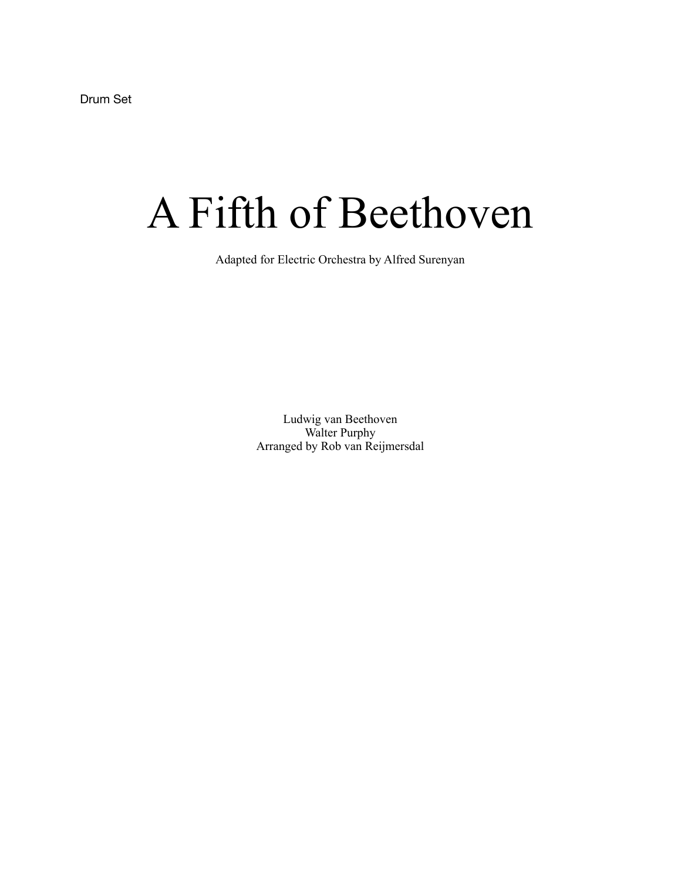Drum Set

# A Fifth of Beethoven

Adapted for Electric Orchestra by Alfred Surenyan

Ludwig van Beethoven
Walter Purphy
Arranged by Rob van Reijmersdal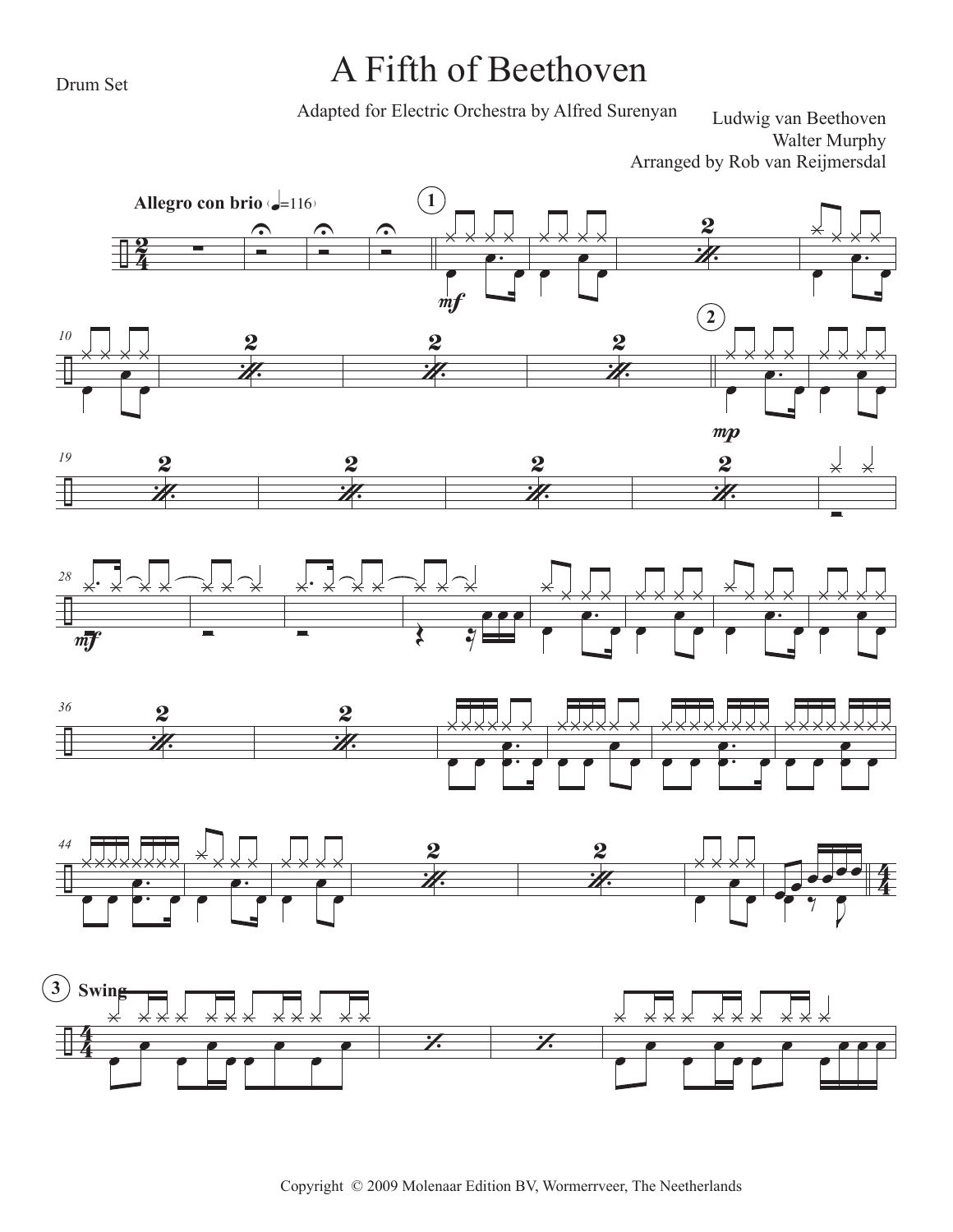Drum Set

# A Fifth of Beethoven

Adapted for Electric Orchestra by Alfred Surenyan

Ludwig van Beethoven
Walter Murphy
Arranged by Rob van Reijmersdal

**Allegro con brio** (♩=116)

Copyright © 2009 Molenaar Edition BV, Wormerrveer, The Neetherlands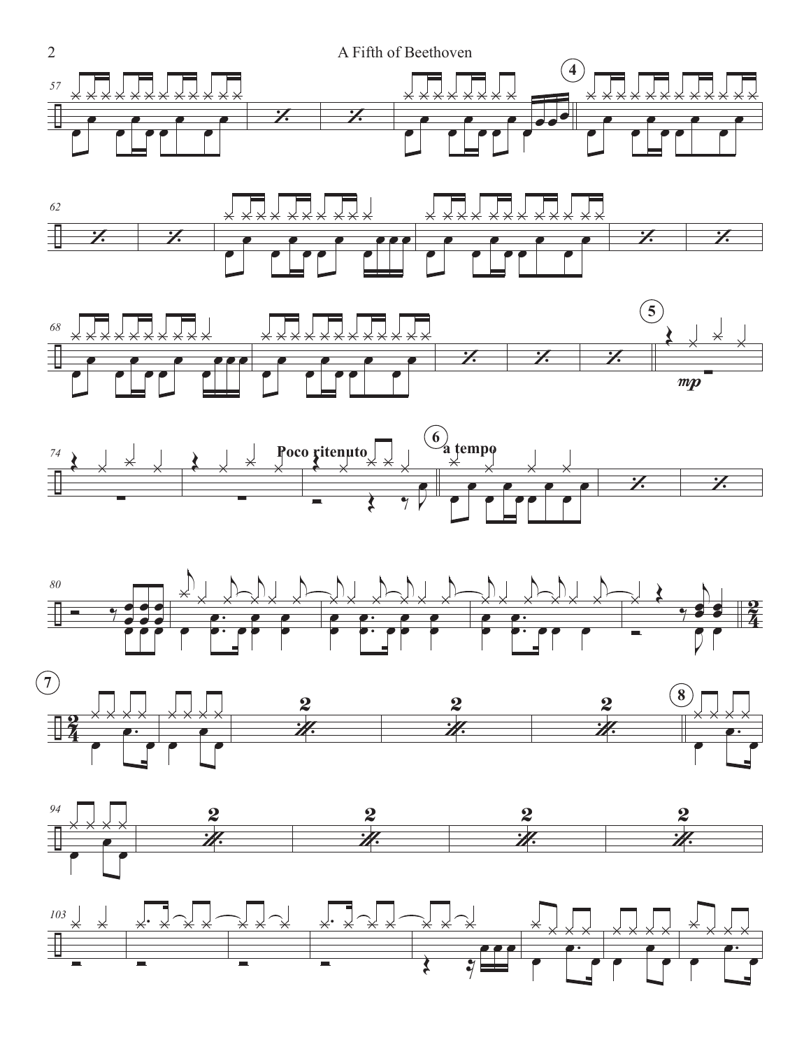57

4

62

68

5

*mp*

74

Poco ritenuto

6

a tempo

80

7

2/4

2 2 2

8

94

2 2 2 2

103